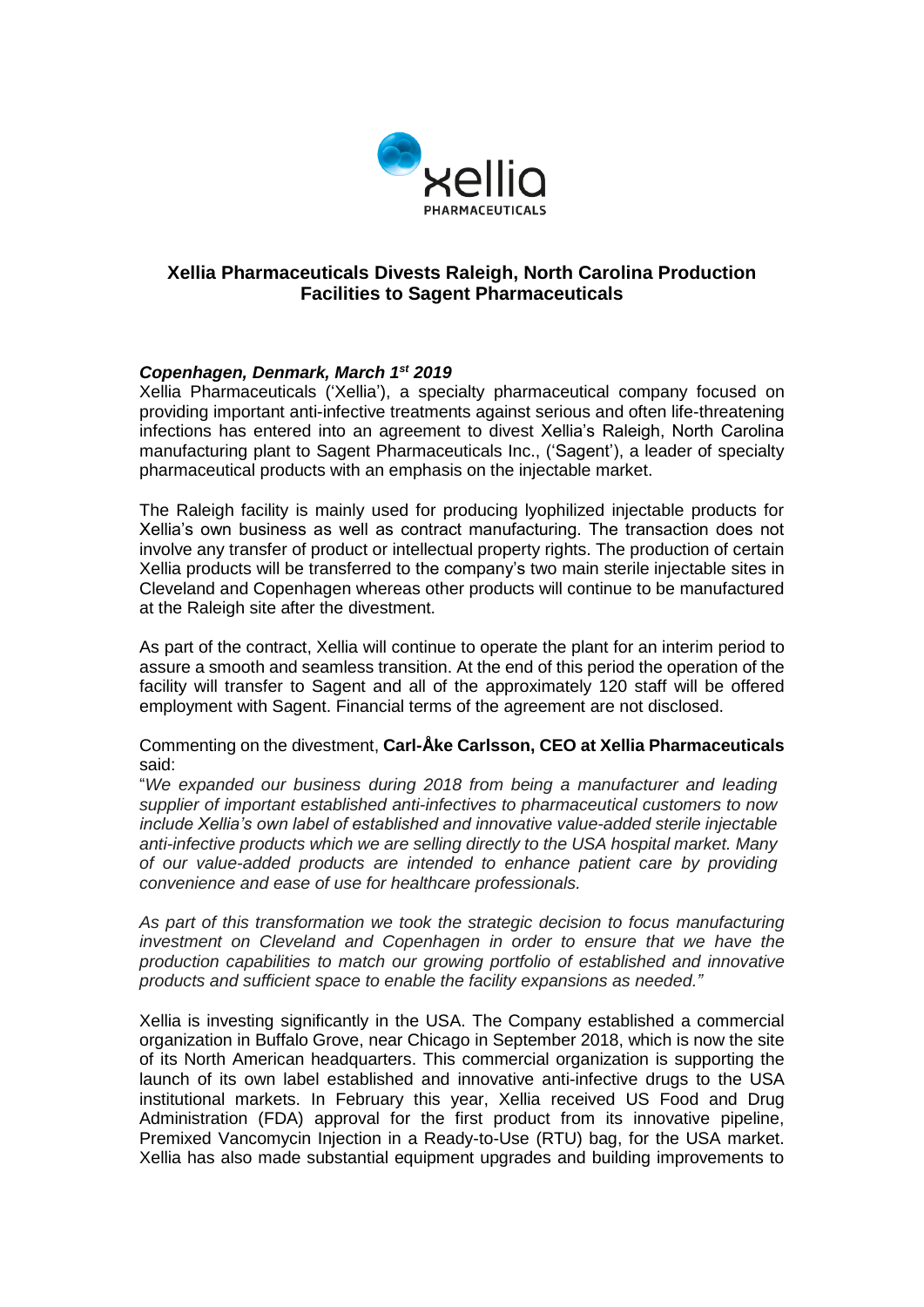# Xellia Pharmaceuticals Divests Raleigh, North Carolina Production Facilities to Sagent Pharmaceuticals

***Copenhagen, Denmark, March 1st 2019***

Xellia Pharmaceuticals ('Xellia'), a specialty pharmaceutical company focused on providing important anti-infective treatments against serious and often life-threatening infections has entered into an agreement to divest Xellia's Raleigh, North Carolina manufacturing plant to Sagent Pharmaceuticals Inc., ('Sagent'), a leader of specialty pharmaceutical products with an emphasis on the injectable market.

The Raleigh facility is mainly used for producing lyophilized injectable products for Xellia's own business as well as contract manufacturing. The transaction does not involve any transfer of product or intellectual property rights. The production of certain Xellia products will be transferred to the company's two main sterile injectable sites in Cleveland and Copenhagen whereas other products will continue to be manufactured at the Raleigh site after the divestment.

As part of the contract, Xellia will continue to operate the plant for an interim period to assure a smooth and seamless transition. At the end of this period the operation of the facility will transfer to Sagent and all of the approximately 120 staff will be offered employment with Sagent. Financial terms of the agreement are not disclosed.

Commenting on the divestment, **Carl-Åke Carlsson, CEO at Xellia Pharmaceuticals** said:

"*We expanded our business during 2018 from being a manufacturer and leading supplier of important established anti-infectives to pharmaceutical customers to now include Xellia's own label of established and innovative value-added sterile injectable anti-infective products which we are selling directly to the USA hospital market. Many of our value-added products are intended to enhance patient care by providing convenience and ease of use for healthcare professionals.*

*As part of this transformation we took the strategic decision to focus manufacturing investment on Cleveland and Copenhagen in order to ensure that we have the production capabilities to match our growing portfolio of established and innovative products and sufficient space to enable the facility expansions as needed."*

Xellia is investing significantly in the USA. The Company established a commercial organization in Buffalo Grove, near Chicago in September 2018, which is now the site of its North American headquarters. This commercial organization is supporting the launch of its own label established and innovative anti-infective drugs to the USA institutional markets. In February this year, Xellia received US Food and Drug Administration (FDA) approval for the first product from its innovative pipeline, Premixed Vancomycin Injection in a Ready-to-Use (RTU) bag, for the USA market. Xellia has also made substantial equipment upgrades and building improvements to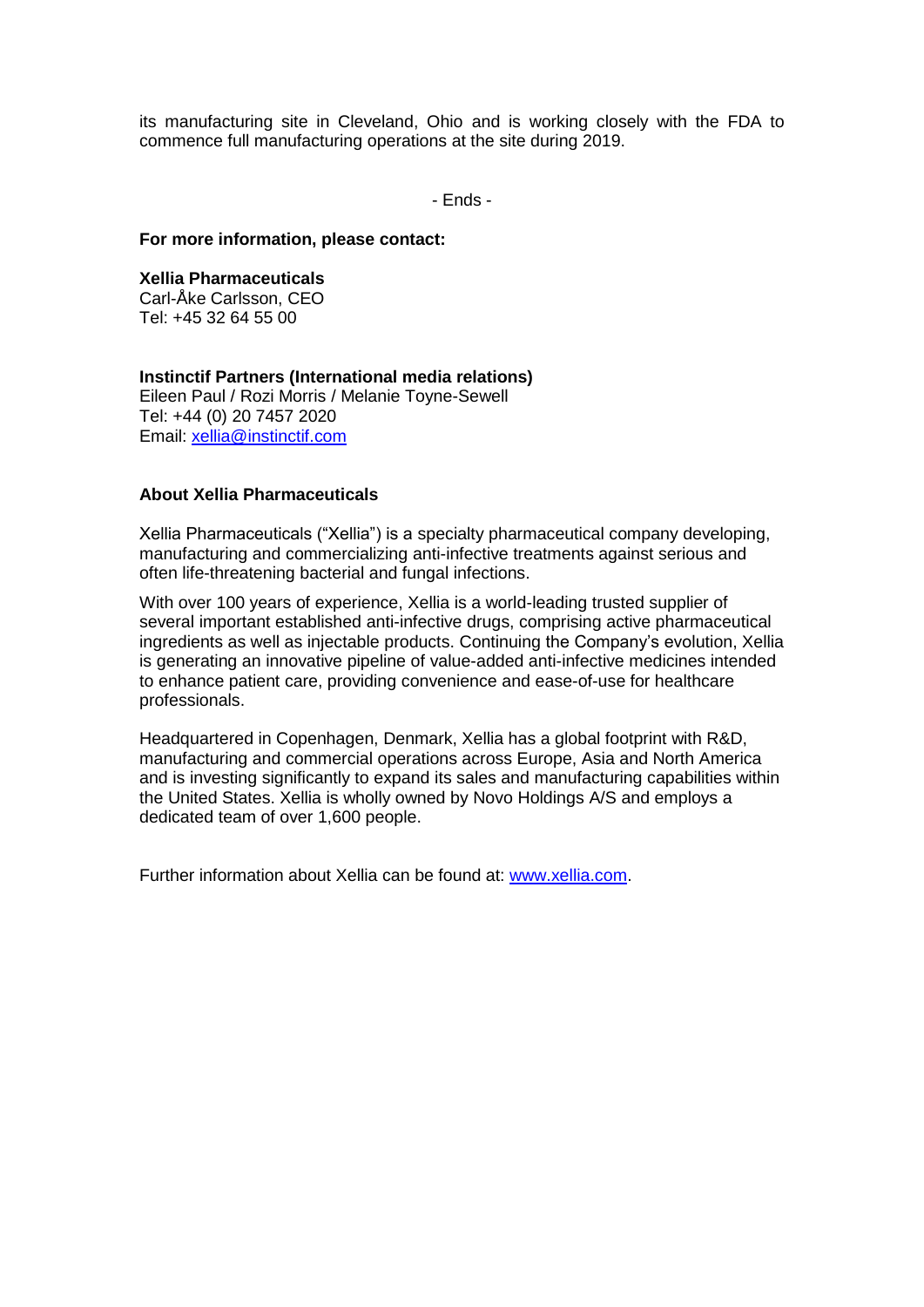its manufacturing site in Cleveland, Ohio and is working closely with the FDA to commence full manufacturing operations at the site during 2019.

- Ends -

**For more information, please contact:**

**Xellia Pharmaceuticals**
Carl-Åke Carlsson, CEO
Tel: +45 32 64 55 00

**Instinctif Partners (International media relations)**
Eileen Paul / Rozi Morris / Melanie Toyne-Sewell
Tel: +44 (0) 20 7457 2020
Email: [xellia@instinctif.com](mailto:xellia@instinctif.com)

**About Xellia Pharmaceuticals**

Xellia Pharmaceuticals ("Xellia") is a specialty pharmaceutical company developing, manufacturing and commercializing anti-infective treatments against serious and often life-threatening bacterial and fungal infections.

With over 100 years of experience, Xellia is a world-leading trusted supplier of several important established anti-infective drugs, comprising active pharmaceutical ingredients as well as injectable products. Continuing the Company's evolution, Xellia is generating an innovative pipeline of value-added anti-infective medicines intended to enhance patient care, providing convenience and ease-of-use for healthcare professionals.

Headquartered in Copenhagen, Denmark, Xellia has a global footprint with R&D, manufacturing and commercial operations across Europe, Asia and North America and is investing significantly to expand its sales and manufacturing capabilities within the United States. Xellia is wholly owned by Novo Holdings A/S and employs a dedicated team of over 1,600 people.

Further information about Xellia can be found at: [www.xellia.com](http://www.xellia.com).